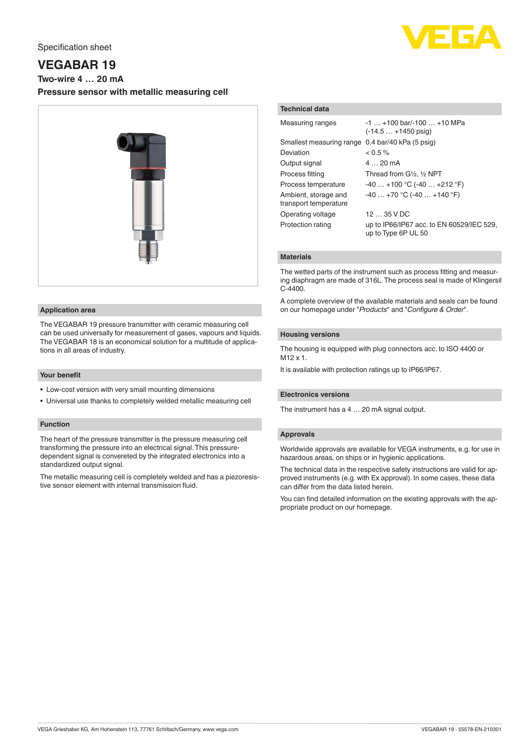Specification sheet

# VEGABAR 19

**Two-wire 4 … 20 mA**

**Pressure sensor with metallic measuring cell**

## Application area

The VEGABAR 19 pressure transmitter with ceramic measuring cell can be used universally for measurement of gases, vapours and liquids. The VEGABAR 18 is an economical solution for a multitude of applications in all areas of industry.

## Your benefit

- Low-cost version with very small mounting dimensions
- Universal use thanks to completely welded metallic measuring cell

## Function

The heart of the pressure transmitter is the pressure measuring cell transforming the pressure into an electrical signal. This pressure-dependent signal is convereted by the integrated electronics into a standardized output signal.

The metallic measuring cell is completely welded and has a piezoresistive sensor element with internal transmission fluid.

## Technical data

| | |
|---|---|
| Measuring ranges | -1 … +100 bar/-100 … +10 MPa (-14.5 … +1450 psig) |
| Smallest measuring range | 0.4 bar/40 kPa (5 psig) |
| Deviation | < 0.5 % |
| Output signal | 4 … 20 mA |
| Process fitting | Thread from G½, ½ NPT |
| Process temperature | -40 … +100 °C (-40 … +212 °F) |
| Ambient, storage and transport temperature | -40 … +70 °C (-40 … +140 °F) |
| Operating voltage | 12 … 35 V DC |
| Protection rating | up to IP66/IP67 acc. to EN 60529/IEC 529, up to Type 6P UL 50 |

## Materials

The wetted parts of the instrument such as process fitting and measuring diaphragm are made of 316L. The process seal is made of Klingersil C-4400.

A complete overview of the available materials and seals can be found on our homepage under "*Products*" and "*Configure & Order*".

## Housing versions

The housing is equipped with plug connectors acc. to ISO 4400 or M12 x 1.

It is available with protection ratings up to IP66/IP67.

## Electronics versions

The instrument has a 4 … 20 mA signal output.

## Approvals

Worldwide approvals are available for VEGA instruments, e.g. for use in hazardous areas, on ships or in hygienic applications.

The technical data in the respective safety instructions are valid for approved instruments (e.g. with Ex approval). In some cases, these data can differ from the data listed herein.

You can find detailed information on the existing approvals with the appropriate product on our homepage.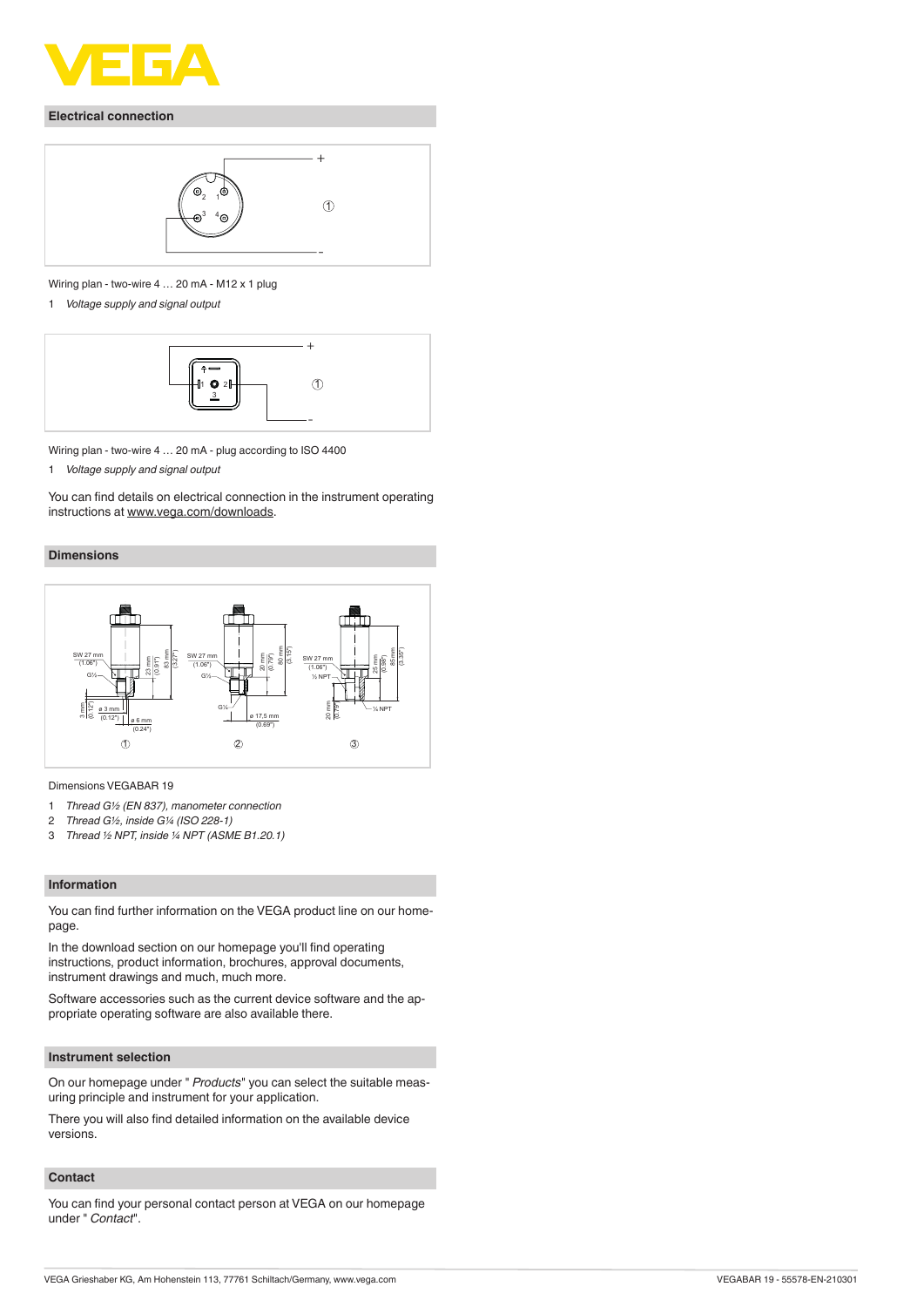## Electrical connection

Wiring plan - two-wire 4 … 20 mA - M12 x 1 plug

1 *Voltage supply and signal output*

Wiring plan - two-wire 4 … 20 mA - plug according to ISO 4400

1 *Voltage supply and signal output*

You can find details on electrical connection in the instrument operating instructions at www.vega.com/downloads.

## Dimensions

Dimensions VEGABAR 19

1 *Thread G½ (EN 837), manometer connection*
2 *Thread G½, inside G¼ (ISO 228-1)*
3 *Thread ½ NPT, inside ¼ NPT (ASME B1.20.1)*

## Information

You can find further information on the VEGA product line on our homepage.

In the download section on our homepage you'll find operating instructions, product information, brochures, approval documents, instrument drawings and much, much more.

Software accessories such as the current device software and the appropriate operating software are also available there.

## Instrument selection

On our homepage under " *Products*" you can select the suitable measuring principle and instrument for your application.

There you will also find detailed information on the available device versions.

## Contact

You can find your personal contact person at VEGA on our homepage under " *Contact*".